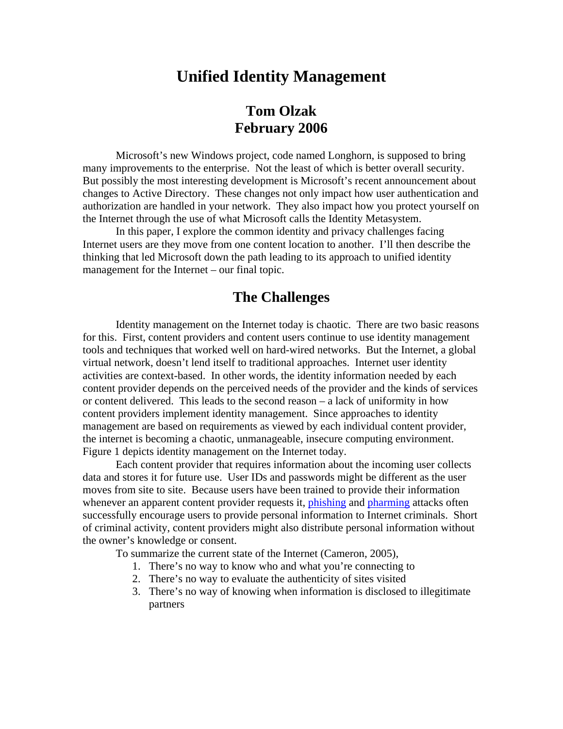# Unified Identity Management

## Tom Olzak
## February 2006

Microsoft's new Windows project, code named Longhorn, is supposed to bring many improvements to the enterprise. Not the least of which is better overall security. But possibly the most interesting development is Microsoft's recent announcement about changes to Active Directory. These changes not only impact how user authentication and authorization are handled in your network. They also impact how you protect yourself on the Internet through the use of what Microsoft calls the Identity Metasystem.

In this paper, I explore the common identity and privacy challenges facing Internet users are they move from one content location to another. I'll then describe the thinking that led Microsoft down the path leading to its approach to unified identity management for the Internet – our final topic.

## The Challenges

Identity management on the Internet today is chaotic. There are two basic reasons for this. First, content providers and content users continue to use identity management tools and techniques that worked well on hard-wired networks. But the Internet, a global virtual network, doesn't lend itself to traditional approaches. Internet user identity activities are context-based. In other words, the identity information needed by each content provider depends on the perceived needs of the provider and the kinds of services or content delivered. This leads to the second reason – a lack of uniformity in how content providers implement identity management. Since approaches to identity management are based on requirements as viewed by each individual content provider, the internet is becoming a chaotic, unmanageable, insecure computing environment. Figure 1 depicts identity management on the Internet today.

Each content provider that requires information about the incoming user collects data and stores it for future use. User IDs and passwords might be different as the user moves from site to site. Because users have been trained to provide their information whenever an apparent content provider requests it, phishing and pharming attacks often successfully encourage users to provide personal information to Internet criminals. Short of criminal activity, content providers might also distribute personal information without the owner's knowledge or consent.

To summarize the current state of the Internet (Cameron, 2005),

1. There's no way to know who and what you're connecting to
2. There's no way to evaluate the authenticity of sites visited
3. There's no way of knowing when information is disclosed to illegitimate partners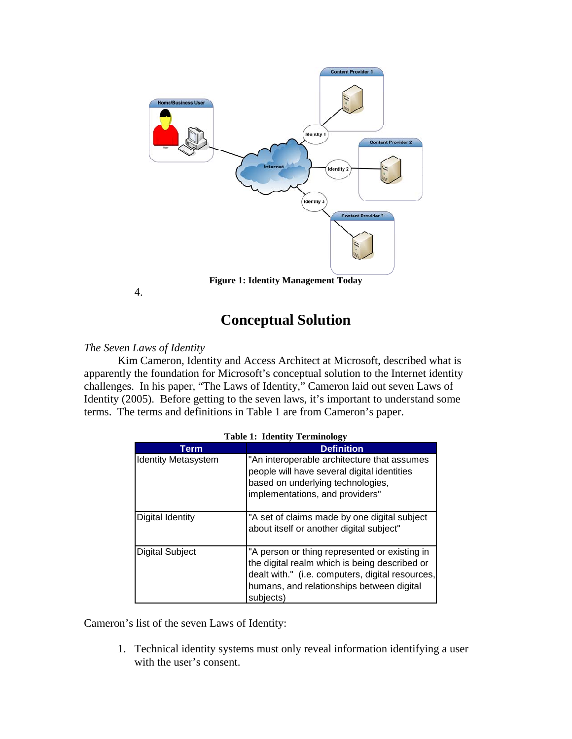Figure 1: Identity Management Today

4.

# Conceptual Solution

*The Seven Laws of Identity*

Kim Cameron, Identity and Access Architect at Microsoft, described what is apparently the foundation for Microsoft's conceptual solution to the Internet identity challenges. In his paper, "The Laws of Identity," Cameron laid out seven Laws of Identity (2005). Before getting to the seven laws, it's important to understand some terms. The terms and definitions in Table 1 are from Cameron's paper.

**Table 1: Identity Terminology**

| Term | Definition |
| --- | --- |
| Identity Metasystem | "An interoperable architecture that assumes people will have several digital identities based on underlying technologies, implementations, and providers" |
| Digital Identity | "A set of claims made by one digital subject about itself or another digital subject" |
| Digital Subject | "A person or thing represented or existing in the digital realm which is being described or dealt with." (i.e. computers, digital resources, humans, and relationships between digital subjects) |

Cameron's list of the seven Laws of Identity:

1. Technical identity systems must only reveal information identifying a user with the user's consent.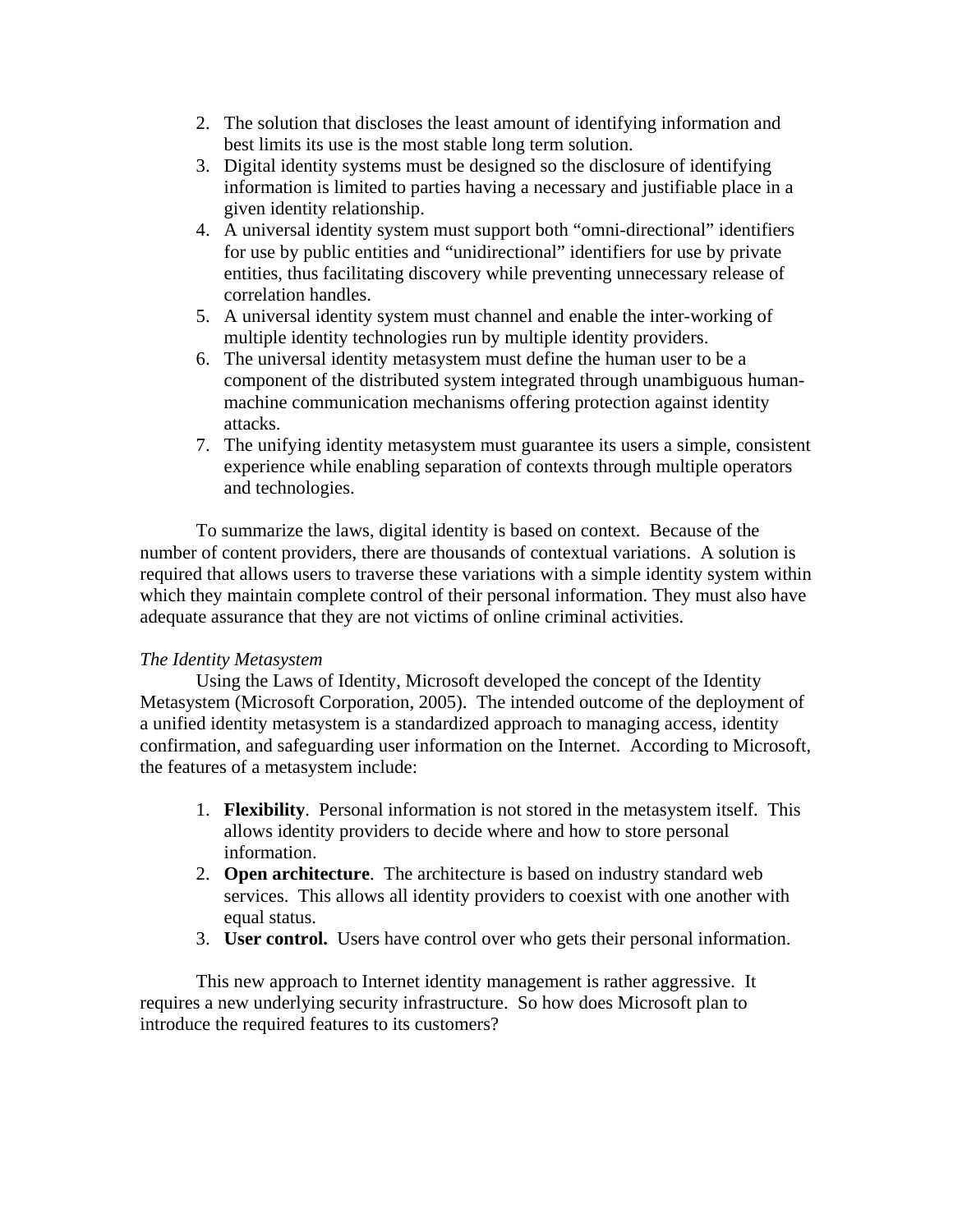2. The solution that discloses the least amount of identifying information and best limits its use is the most stable long term solution.
3. Digital identity systems must be designed so the disclosure of identifying information is limited to parties having a necessary and justifiable place in a given identity relationship.
4. A universal identity system must support both "omni-directional" identifiers for use by public entities and "unidirectional" identifiers for use by private entities, thus facilitating discovery while preventing unnecessary release of correlation handles.
5. A universal identity system must channel and enable the inter-working of multiple identity technologies run by multiple identity providers.
6. The universal identity metasystem must define the human user to be a component of the distributed system integrated through unambiguous human-machine communication mechanisms offering protection against identity attacks.
7. The unifying identity metasystem must guarantee its users a simple, consistent experience while enabling separation of contexts through multiple operators and technologies.

To summarize the laws, digital identity is based on context. Because of the number of content providers, there are thousands of contextual variations. A solution is required that allows users to traverse these variations with a simple identity system within which they maintain complete control of their personal information. They must also have adequate assurance that they are not victims of online criminal activities.

*The Identity Metasystem*

Using the Laws of Identity, Microsoft developed the concept of the Identity Metasystem (Microsoft Corporation, 2005). The intended outcome of the deployment of a unified identity metasystem is a standardized approach to managing access, identity confirmation, and safeguarding user information on the Internet. According to Microsoft, the features of a metasystem include:

1. **Flexibility**. Personal information is not stored in the metasystem itself. This allows identity providers to decide where and how to store personal information.
2. **Open architecture**. The architecture is based on industry standard web services. This allows all identity providers to coexist with one another with equal status.
3. **User control.** Users have control over who gets their personal information.

This new approach to Internet identity management is rather aggressive. It requires a new underlying security infrastructure. So how does Microsoft plan to introduce the required features to its customers?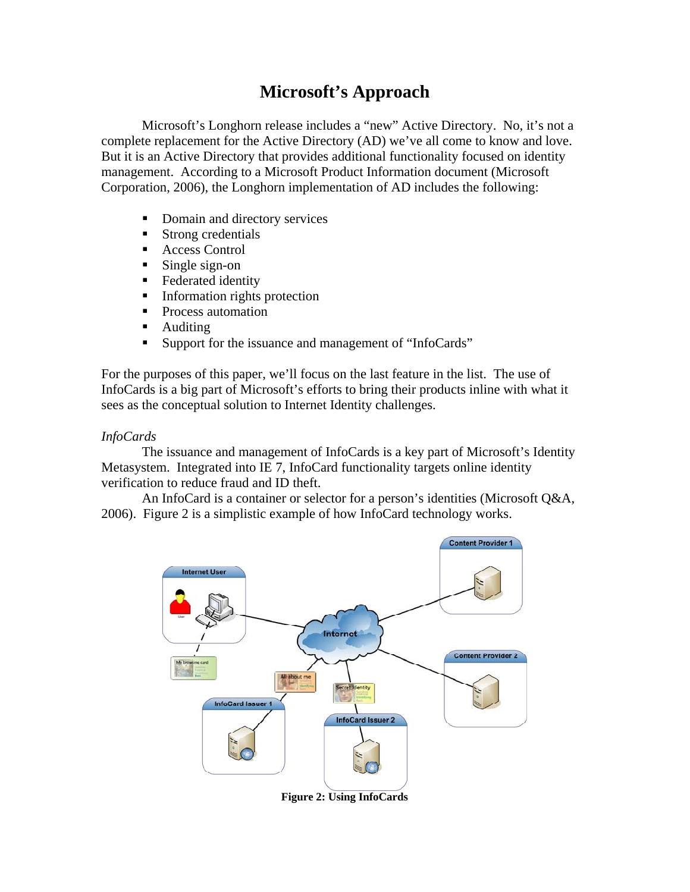# Microsoft's Approach

Microsoft's Longhorn release includes a "new" Active Directory. No, it's not a complete replacement for the Active Directory (AD) we've all come to know and love. But it is an Active Directory that provides additional functionality focused on identity management. According to a Microsoft Product Information document (Microsoft Corporation, 2006), the Longhorn implementation of AD includes the following:

- Domain and directory services
- Strong credentials
- Access Control
- Single sign-on
- Federated identity
- Information rights protection
- Process automation
- Auditing
- Support for the issuance and management of "InfoCards"

For the purposes of this paper, we'll focus on the last feature in the list. The use of InfoCards is a big part of Microsoft's efforts to bring their products inline with what it sees as the conceptual solution to Internet Identity challenges.

*InfoCards*

The issuance and management of InfoCards is a key part of Microsoft's Identity Metasystem. Integrated into IE 7, InfoCard functionality targets online identity verification to reduce fraud and ID theft.

An InfoCard is a container or selector for a person's identities (Microsoft Q&A, 2006). Figure 2 is a simplistic example of how InfoCard technology works.

**Figure 2: Using InfoCards**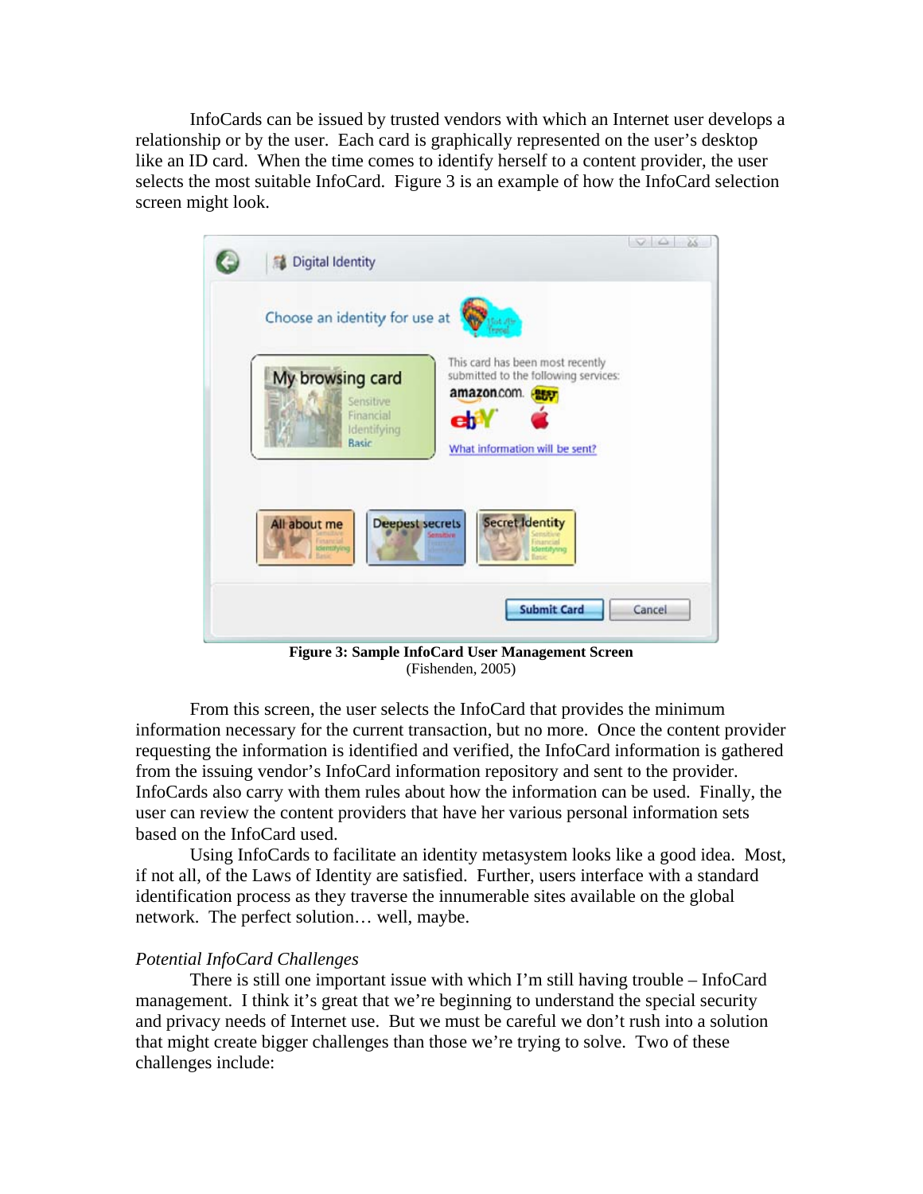InfoCards can be issued by trusted vendors with which an Internet user develops a relationship or by the user. Each card is graphically represented on the user's desktop like an ID card. When the time comes to identify herself to a content provider, the user selects the most suitable InfoCard. Figure 3 is an example of how the InfoCard selection screen might look.

**Figure 3: Sample InfoCard User Management Screen**
(Fishenden, 2005)

From this screen, the user selects the InfoCard that provides the minimum information necessary for the current transaction, but no more. Once the content provider requesting the information is identified and verified, the InfoCard information is gathered from the issuing vendor's InfoCard information repository and sent to the provider. InfoCards also carry with them rules about how the information can be used. Finally, the user can review the content providers that have her various personal information sets based on the InfoCard used.

Using InfoCards to facilitate an identity metasystem looks like a good idea. Most, if not all, of the Laws of Identity are satisfied. Further, users interface with a standard identification process as they traverse the innumerable sites available on the global network. The perfect solution… well, maybe.

*Potential InfoCard Challenges*

There is still one important issue with which I'm still having trouble – InfoCard management. I think it's great that we're beginning to understand the special security and privacy needs of Internet use. But we must be careful we don't rush into a solution that might create bigger challenges than those we're trying to solve. Two of these challenges include: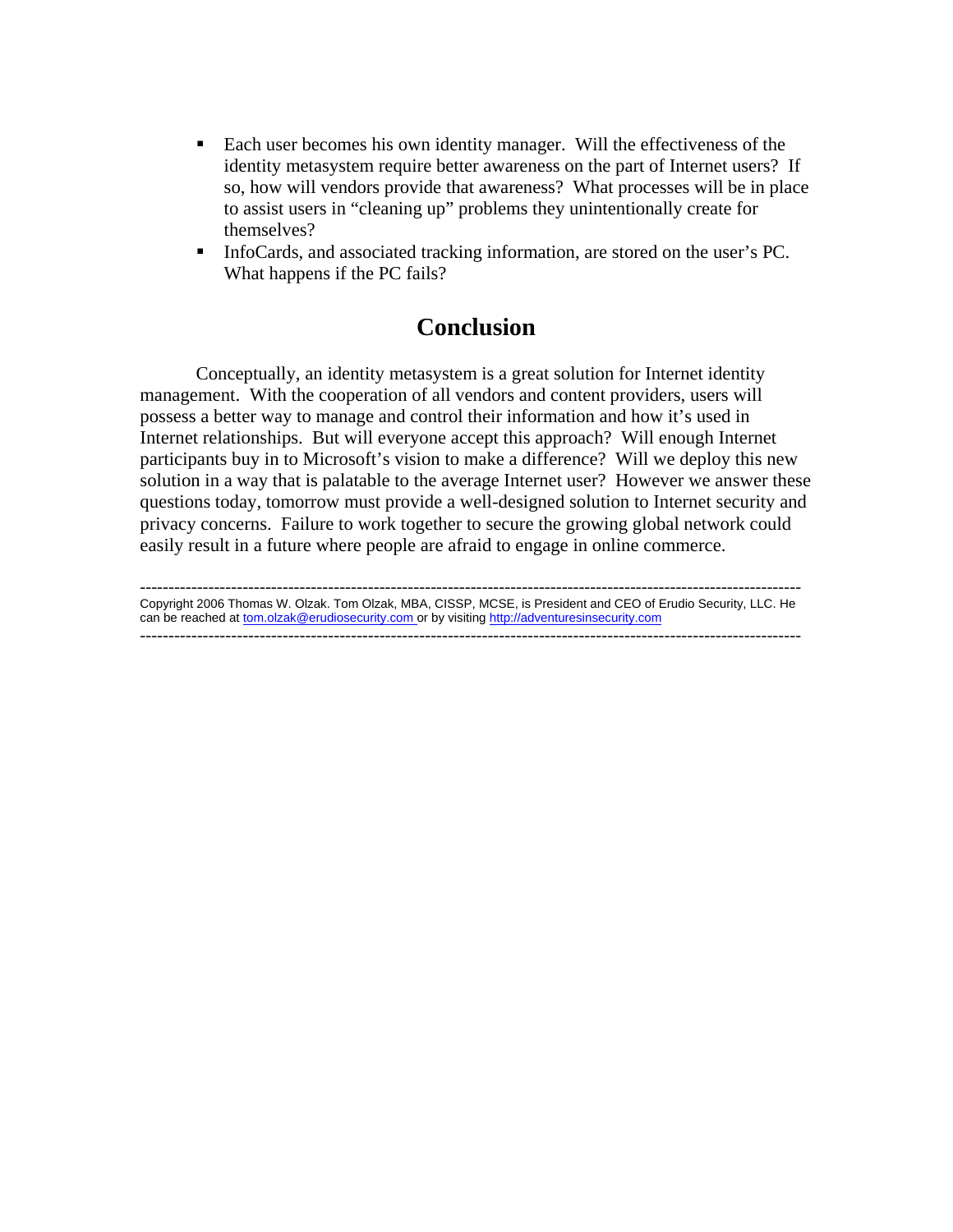- Each user becomes his own identity manager. Will the effectiveness of the identity metasystem require better awareness on the part of Internet users? If so, how will vendors provide that awareness? What processes will be in place to assist users in "cleaning up" problems they unintentionally create for themselves?
- InfoCards, and associated tracking information, are stored on the user's PC. What happens if the PC fails?

## Conclusion

Conceptually, an identity metasystem is a great solution for Internet identity management. With the cooperation of all vendors and content providers, users will possess a better way to manage and control their information and how it's used in Internet relationships. But will everyone accept this approach? Will enough Internet participants buy in to Microsoft's vision to make a difference? Will we deploy this new solution in a way that is palatable to the average Internet user? However we answer these questions today, tomorrow must provide a well-designed solution to Internet security and privacy concerns. Failure to work together to secure the growing global network could easily result in a future where people are afraid to engage in online commerce.

---

Copyright 2006 Thomas W. Olzak. Tom Olzak, MBA, CISSP, MCSE, is President and CEO of Erudio Security, LLC. He can be reached at tom.olzak@erudiosecurity.com or by visiting http://adventuresinsecurity.com

---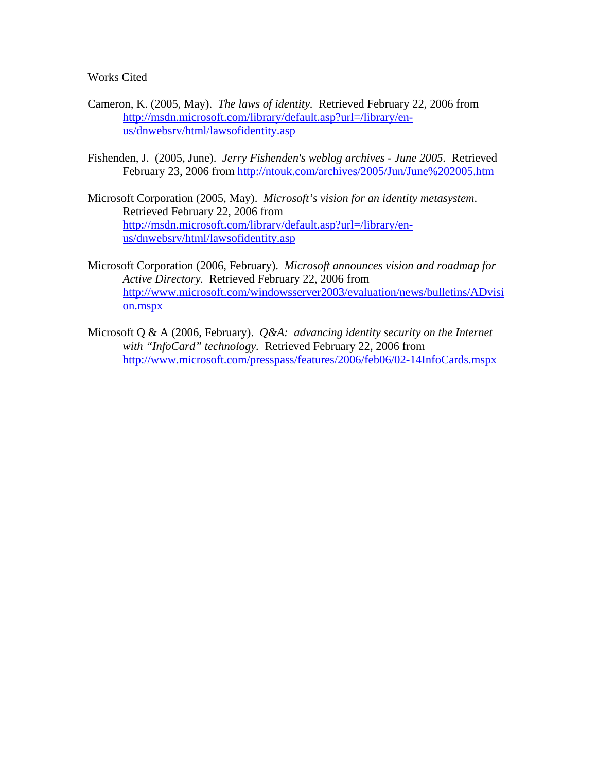Works Cited

Cameron, K. (2005, May). *The laws of identity.* Retrieved February 22, 2006 from http://msdn.microsoft.com/library/default.asp?url=/library/en-us/dnwebsrv/html/lawsofidentity.asp

Fishenden, J. (2005, June). *Jerry Fishenden's weblog archives - June 2005.* Retrieved February 23, 2006 from http://ntouk.com/archives/2005/Jun/June%202005.htm

Microsoft Corporation (2005, May). *Microsoft's vision for an identity metasystem*. Retrieved February 22, 2006 from http://msdn.microsoft.com/library/default.asp?url=/library/en-us/dnwebsrv/html/lawsofidentity.asp

Microsoft Corporation (2006, February). *Microsoft announces vision and roadmap for Active Directory.* Retrieved February 22, 2006 from http://www.microsoft.com/windowsserver2003/evaluation/news/bulletins/ADvision.mspx

Microsoft Q & A (2006, February). *Q&A: advancing identity security on the Internet with "InfoCard" technology.* Retrieved February 22, 2006 from http://www.microsoft.com/presspass/features/2006/feb06/02-14InfoCards.mspx